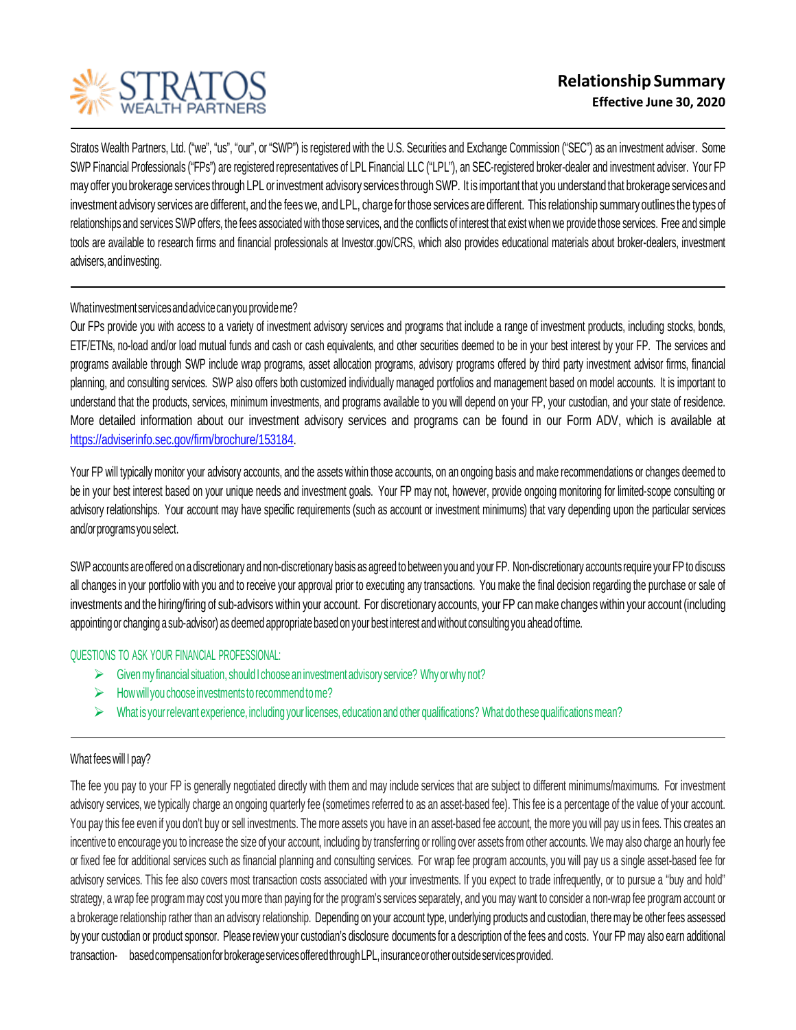# Relationship Summary

**Effective June 30, 2020**

STRATOS WEALTH PARTNERS

Stratos Wealth Partners, Ltd. ("we", "us", "our", or "SWP") is registered with the U.S. Securities and Exchange Commission ("SEC") as an investment adviser. Some SWP Financial Professionals ("FPs") are registered representatives of LPL Financial LLC ("LPL"), an SEC-registered broker-dealer and investment adviser. Your FP may offer you brokerage services through LPL or investment advisory services through SWP. It is important that you understand that brokerage services and investment advisory services are different, and the fees we, and LPL, charge for those services are different. This relationship summary outlines the types of relationships and services SWP offers, the fees associated with those services, and the conflicts of interest that exist when we provide those services. Free and simple tools are available to research firms and financial professionals at Investor.gov/CRS, which also provides educational materials about broker-dealers, investment advisers, and investing.

## What investment services and advice can you provide me?

Our FPs provide you with access to a variety of investment advisory services and programs that include a range of investment products, including stocks, bonds, ETF/ETNs, no-load and/or load mutual funds and cash or cash equivalents, and other securities deemed to be in your best interest by your FP. The services and programs available through SWP include wrap programs, asset allocation programs, advisory programs offered by third party investment advisor firms, financial planning, and consulting services. SWP also offers both customized individually managed portfolios and management based on model accounts. It is important to understand that the products, services, minimum investments, and programs available to you will depend on your FP, your custodian, and your state of residence. More detailed information about our investment advisory services and programs can be found in our Form ADV, which is available at https://adviserinfo.sec.gov/firm/brochure/153184.

Your FP will typically monitor your advisory accounts, and the assets within those accounts, on an ongoing basis and make recommendations or changes deemed to be in your best interest based on your unique needs and investment goals. Your FP may not, however, provide ongoing monitoring for limited-scope consulting or advisory relationships. Your account may have specific requirements (such as account or investment minimums) that vary depending upon the particular services and/or programs you select.

SWP accounts are offered on a discretionary and non-discretionary basis as agreed to between you and your FP. Non-discretionary accounts require your FP to discuss all changes in your portfolio with you and to receive your approval prior to executing any transactions. You make the final decision regarding the purchase or sale of investments and the hiring/firing of sub-advisors within your account. For discretionary accounts, your FP can make changes within your account (including appointing or changing a sub-advisor) as deemed appropriate based on your best interest and without consulting you ahead of time.

QUESTIONS TO ASK YOUR FINANCIAL PROFESSIONAL:

- Given my financial situation, should I choose an investment advisory service? Why or why not?
- How will you choose investments to recommend to me?
- What is your relevant experience, including your licenses, education and other qualifications? What do these qualifications mean?

## What fees will I pay?

The fee you pay to your FP is generally negotiated directly with them and may include services that are subject to different minimums/maximums. For investment advisory services, we typically charge an ongoing quarterly fee (sometimes referred to as an asset-based fee). This fee is a percentage of the value of your account. You pay this fee even if you don't buy or sell investments. The more assets you have in an asset-based fee account, the more you will pay us in fees. This creates an incentive to encourage you to increase the size of your account, including by transferring or rolling over assets from other accounts. We may also charge an hourly fee or fixed fee for additional services such as financial planning and consulting services. For wrap fee program accounts, you will pay us a single asset-based fee for advisory services. This fee also covers most transaction costs associated with your investments. If you expect to trade infrequently, or to pursue a "buy and hold" strategy, a wrap fee program may cost you more than paying for the program's services separately, and you may want to consider a non-wrap fee program account or a brokerage relationship rather than an advisory relationship. Depending on your account type, underlying products and custodian, there may be other fees assessed by your custodian or product sponsor. Please review your custodian's disclosure documents for a description of the fees and costs. Your FP may also earn additional transaction-based compensation for brokerage services offered through LPL, insurance or other outside services provided.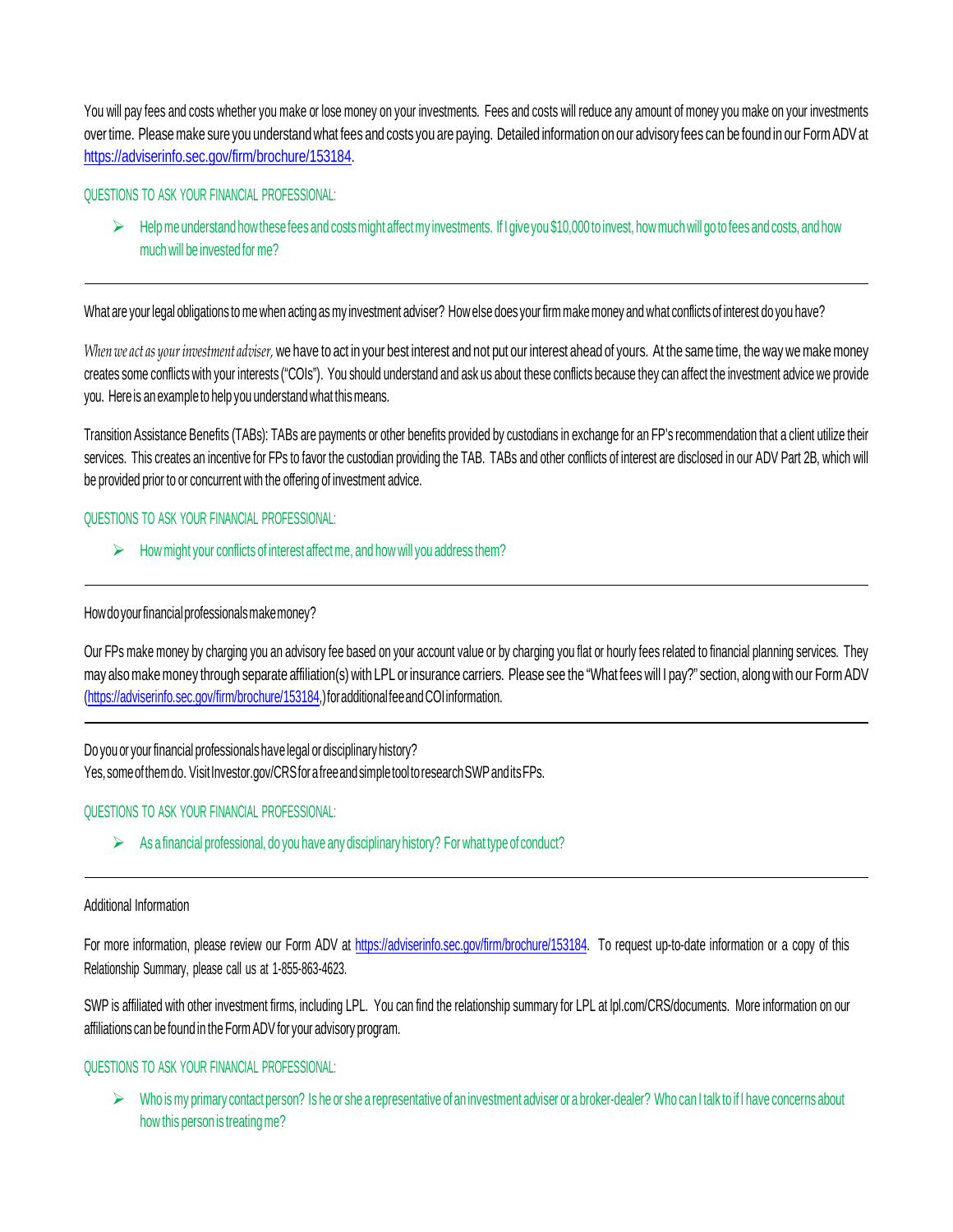You will pay fees and costs whether you make or lose money on your investments. Fees and costs will reduce any amount of money you make on your investments over time. Please make sure you understand what fees and costs you are paying. Detailed information on our advisory fees can be found in our Form ADV at https://adviserinfo.sec.gov/firm/brochure/153184.

QUESTIONS TO ASK YOUR FINANCIAL PROFESSIONAL:

- Help me understand how these fees and costs might affect my investments. If I give you $10,000 to invest, how much will go to fees and costs, and how much will be invested for me?

---

What are your legal obligations to me when acting as my investment adviser? How else does your firm make money and what conflicts of interest do you have?

*When we act as your investment adviser,* we have to act in your best interest and not put our interest ahead of yours. At the same time, the way we make money creates some conflicts with your interests ("COIs"). You should understand and ask us about these conflicts because they can affect the investment advice we provide you. Here is an example to help you understand what this means.

Transition Assistance Benefits (TABs): TABs are payments or other benefits provided by custodians in exchange for an FP's recommendation that a client utilize their services. This creates an incentive for FPs to favor the custodian providing the TAB. TABs and other conflicts of interest are disclosed in our ADV Part 2B, which will be provided prior to or concurrent with the offering of investment advice.

QUESTIONS TO ASK YOUR FINANCIAL PROFESSIONAL:

- How might your conflicts of interest affect me, and how will you address them?

---

How do your financial professionals make money?

Our FPs make money by charging you an advisory fee based on your account value or by charging you flat or hourly fees related to financial planning services. They may also make money through separate affiliation(s) with LPL or insurance carriers. Please see the "What fees will I pay?" section, along with our Form ADV (https://adviserinfo.sec.gov/firm/brochure/153184,) for additional fee and COI information.

---

Do you or your financial professionals have legal or disciplinary history?
Yes, some of them do. Visit Investor.gov/CRS for a free and simple tool to research SWP and its FPs.

QUESTIONS TO ASK YOUR FINANCIAL PROFESSIONAL:

- As a financial professional, do you have any disciplinary history? For what type of conduct?

---

Additional Information

For more information, please review our Form ADV at https://adviserinfo.sec.gov/firm/brochure/153184. To request up-to-date information or a copy of this Relationship Summary, please call us at 1-855-863-4623.

SWP is affiliated with other investment firms, including LPL. You can find the relationship summary for LPL at lpl.com/CRS/documents. More information on our affiliations can be found in the Form ADV for your advisory program.

QUESTIONS TO ASK YOUR FINANCIAL PROFESSIONAL:

- Who is my primary contact person? Is he or she a representative of an investment adviser or a broker-dealer? Who can I talk to if I have concerns about how this person is treating me?